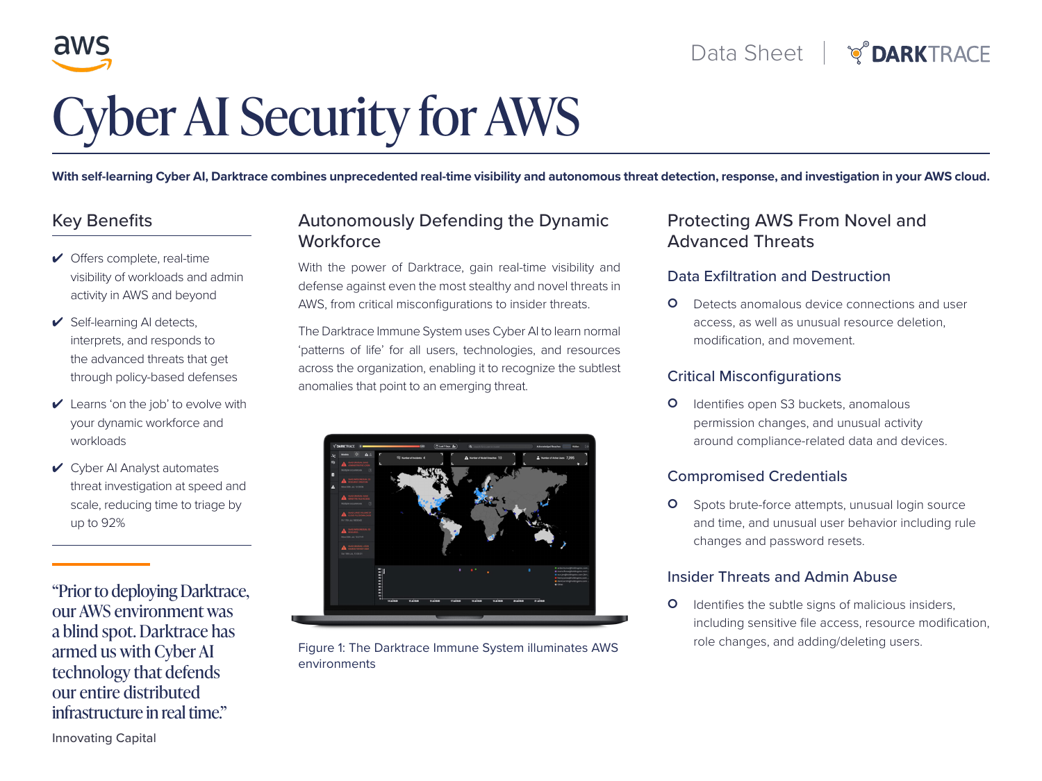# Cyber AI Security for AWS

**With self-learning Cyber AI, Darktrace combines unprecedented real-time visibility and autonomous threat detection, response, and investigation in your AWS cloud.**

## Key Benefits

- ✔ Offers complete, real-time visibility of workloads and admin activity in AWS and beyond
- ✔ Self-learning AI detects, interprets, and responds to the advanced threats that get through policy-based defenses
- ✔ Learns 'on the job' to evolve with your dynamic workforce and workloads
- ✔ Cyber AI Analyst automates threat investigation at speed and scale, reducing time to triage by up to 92%

> "Prior to deploying Darktrace, our AWS environment was a blind spot. Darktrace has armed us with Cyber AI technology that defends our entire distributed infrastructure in real time."

Innovating Capital

## Autonomously Defending the Dynamic Workforce

With the power of Darktrace, gain real-time visibility and defense against even the most stealthy and novel threats in AWS, from critical misconfigurations to insider threats.

The Darktrace Immune System uses Cyber AI to learn normal 'patterns of life' for all users, technologies, and resources across the organization, enabling it to recognize the subtlest anomalies that point to an emerging threat.

Figure 1: The Darktrace Immune System illuminates AWS environments

## Protecting AWS From Novel and Advanced Threats

### Data Exfiltration and Destruction

- Detects anomalous device connections and user access, as well as unusual resource deletion, modification, and movement.

### Critical Misconfigurations

- Identifies open S3 buckets, anomalous permission changes, and unusual activity around compliance-related data and devices.

### Compromised Credentials

- Spots brute-force attempts, unusual login source and time, and unusual user behavior including rule changes and password resets.

### Insider Threats and Admin Abuse

- Identifies the subtle signs of malicious insiders, including sensitive file access, resource modification, role changes, and adding/deleting users.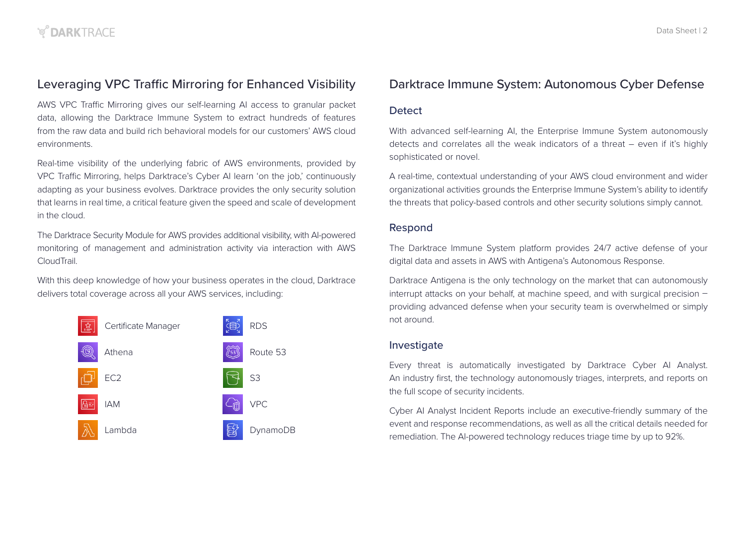## Leveraging VPC Traffic Mirroring for Enhanced Visibility

AWS VPC Traffic Mirroring gives our self-learning AI access to granular packet data, allowing the Darktrace Immune System to extract hundreds of features from the raw data and build rich behavioral models for our customers' AWS cloud environments.

Real-time visibility of the underlying fabric of AWS environments, provided by VPC Traffic Mirroring, helps Darktrace's Cyber AI learn 'on the job,' continuously adapting as your business evolves. Darktrace provides the only security solution that learns in real time, a critical feature given the speed and scale of development in the cloud.

The Darktrace Security Module for AWS provides additional visibility, with AI-powered monitoring of management and administration activity via interaction with AWS CloudTrail.

With this deep knowledge of how your business operates in the cloud, Darktrace delivers total coverage across all your AWS services, including:

- Certificate Manager
- Athena
- EC2
- IAM
- Lambda
- RDS
- Route 53
- S3
- VPC
- DynamoDB

## Darktrace Immune System: Autonomous Cyber Defense

### Detect

With advanced self-learning AI, the Enterprise Immune System autonomously detects and correlates all the weak indicators of a threat – even if it's highly sophisticated or novel.

A real-time, contextual understanding of your AWS cloud environment and wider organizational activities grounds the Enterprise Immune System's ability to identify the threats that policy-based controls and other security solutions simply cannot.

### Respond

The Darktrace Immune System platform provides 24/7 active defense of your digital data and assets in AWS with Antigena's Autonomous Response.

Darktrace Antigena is the only technology on the market that can autonomously interrupt attacks on your behalf, at machine speed, and with surgical precision – providing advanced defense when your security team is overwhelmed or simply not around.

### Investigate

Every threat is automatically investigated by Darktrace Cyber AI Analyst. An industry first, the technology autonomously triages, interprets, and reports on the full scope of security incidents.

Cyber AI Analyst Incident Reports include an executive-friendly summary of the event and response recommendations, as well as all the critical details needed for remediation. The AI-powered technology reduces triage time by up to 92%.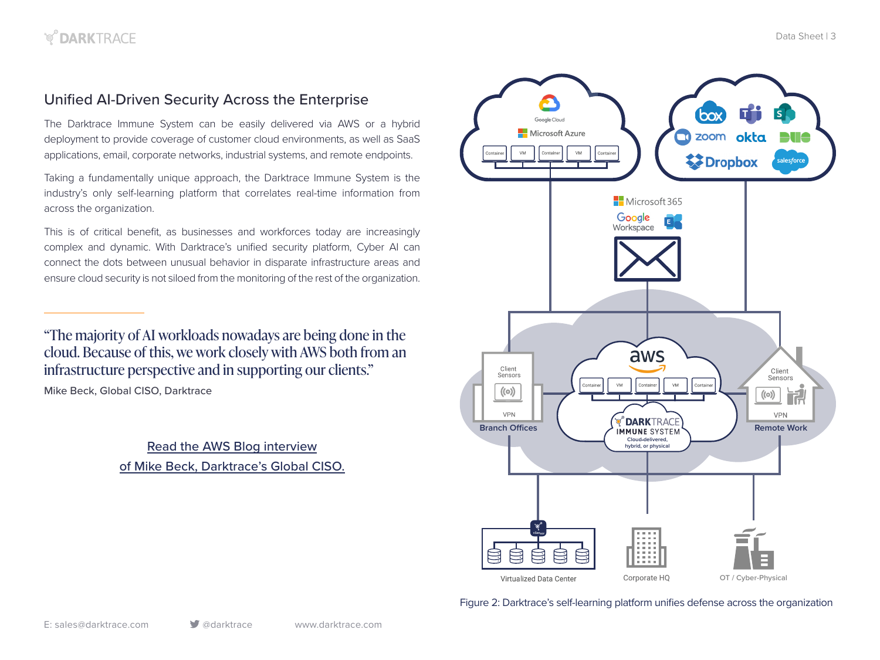## Unified AI-Driven Security Across the Enterprise

The Darktrace Immune System can be easily delivered via AWS or a hybrid deployment to provide coverage of customer cloud environments, as well as SaaS applications, email, corporate networks, industrial systems, and remote endpoints.

Taking a fundamentally unique approach, the Darktrace Immune System is the industry's only self-learning platform that correlates real-time information from across the organization.

This is of critical benefit, as businesses and workforces today are increasingly complex and dynamic. With Darktrace's unified security platform, Cyber AI can connect the dots between unusual behavior in disparate infrastructure areas and ensure cloud security is not siloed from the monitoring of the rest of the organization.

---

> "The majority of AI workloads nowadays are being done in the cloud. Because of this, we work closely with AWS both from an infrastructure perspective and in supporting our clients."

Mike Beck, Global CISO, Darktrace

Read the AWS Blog interview of Mike Beck, Darktrace's Global CISO.

Google Cloud
Microsoft Azure
Container
VM
Container
VM
Container

box
zoom
okta
DUO
Dropbox
salesforce

Microsoft 365
Google Workspace

Client Sensors
VPN
Branch Offices

aws
Container
VM
Container
VM
Container
DARKTRACE IMMUNE SYSTEM
Cloud-delivered, hybrid, or physical

Client Sensors
VPN
Remote Work

Virtualized Data Center
Corporate HQ
OT / Cyber-Physical

Figure 2: Darktrace's self-learning platform unifies defense across the organization

E: sales@darktrace.com @darktrace www.darktrace.com